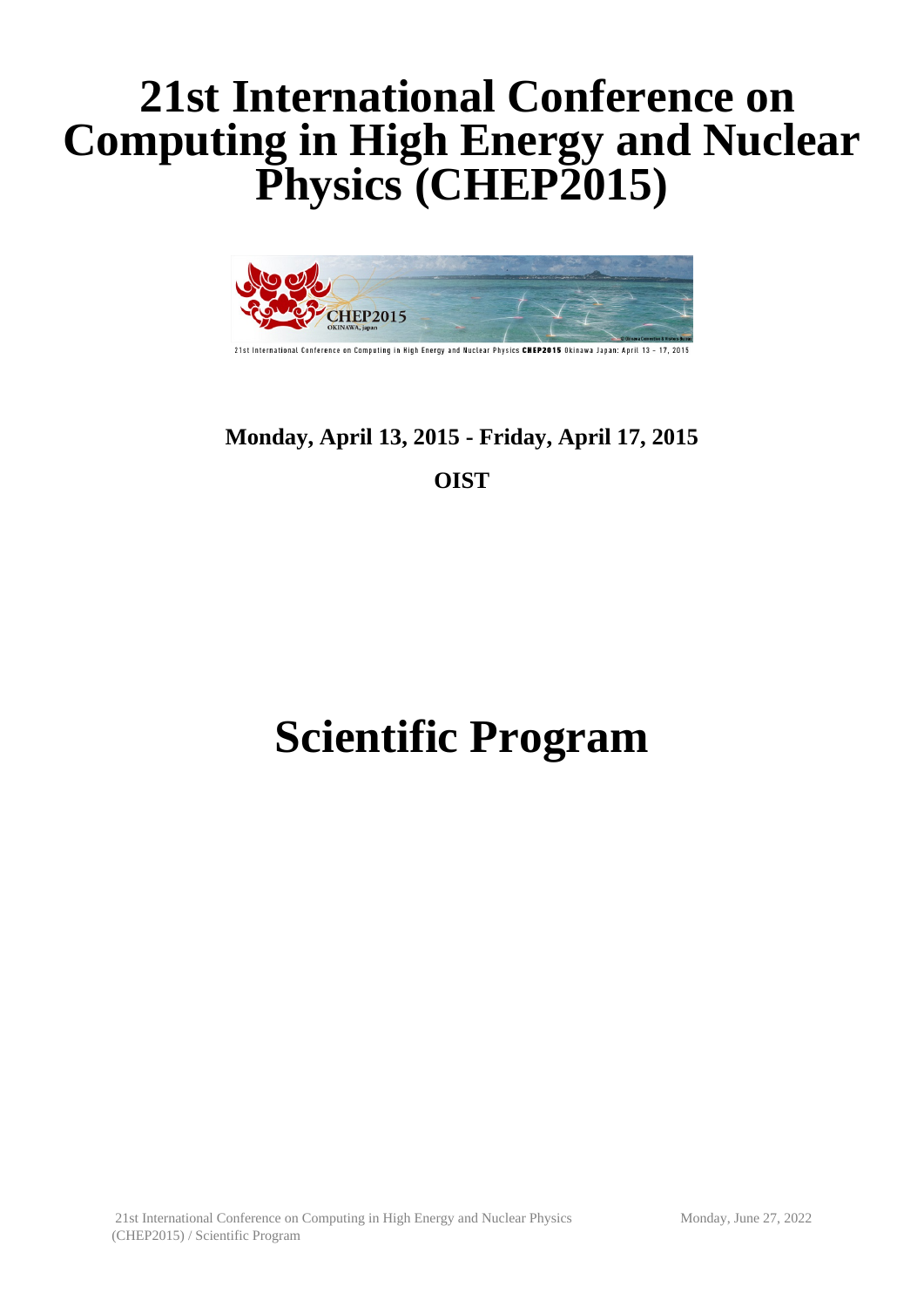# 21st International Conference on Computing in High Energy and Nuclear Physics (CHEP2015)

**Monday, April 13, 2015 - Friday, April 17, 2015**

**OIST**

# Scientific Program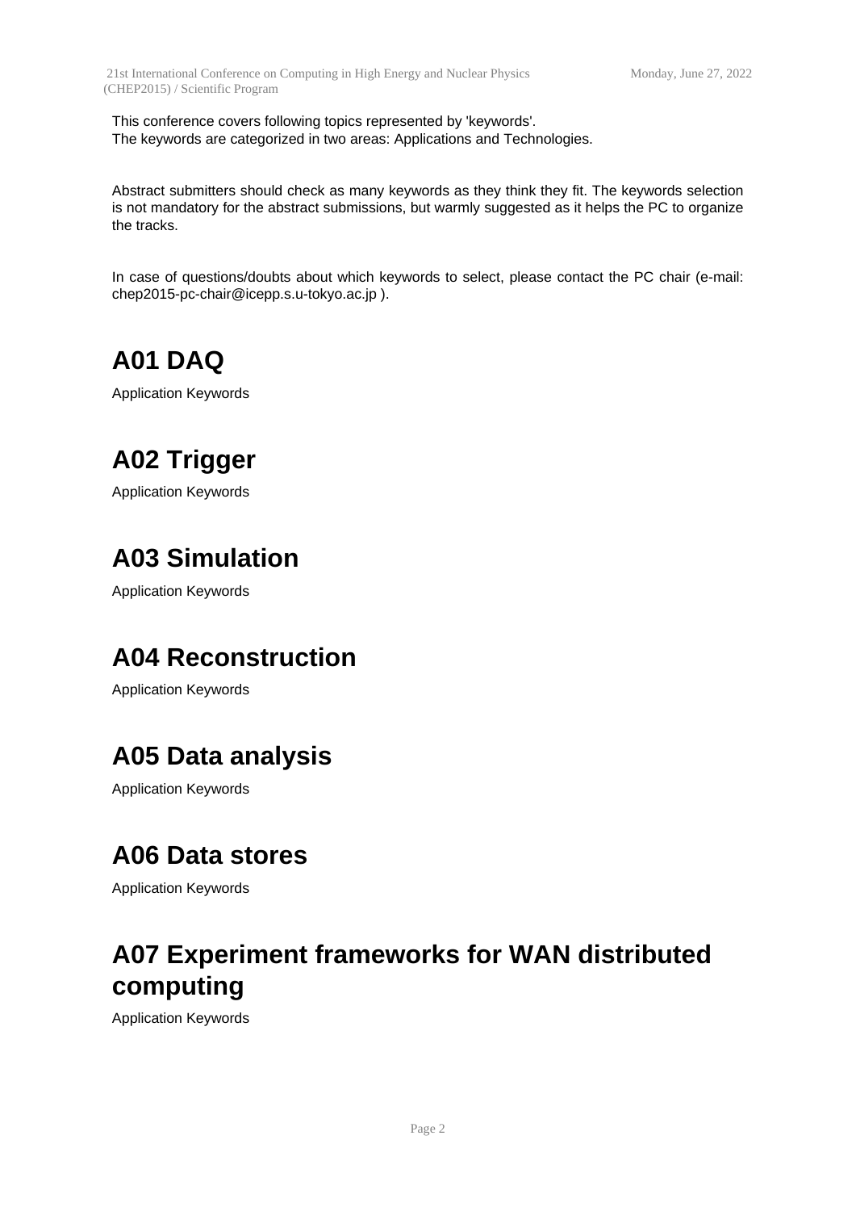This conference covers following topics represented by 'keywords'.
The keywords are categorized in two areas: Applications and Technologies.

Abstract submitters should check as many keywords as they think they fit. The keywords selection is not mandatory for the abstract submissions, but warmly suggested as it helps the PC to organize the tracks.

In case of questions/doubts about which keywords to select, please contact the PC chair (e-mail: chep2015-pc-chair@icepp.s.u-tokyo.ac.jp ).

# A01 DAQ

Application Keywords

# A02 Trigger

Application Keywords

# A03 Simulation

Application Keywords

# A04 Reconstruction

Application Keywords

# A05 Data analysis

Application Keywords

# A06 Data stores

Application Keywords

# A07 Experiment frameworks for WAN distributed computing

Application Keywords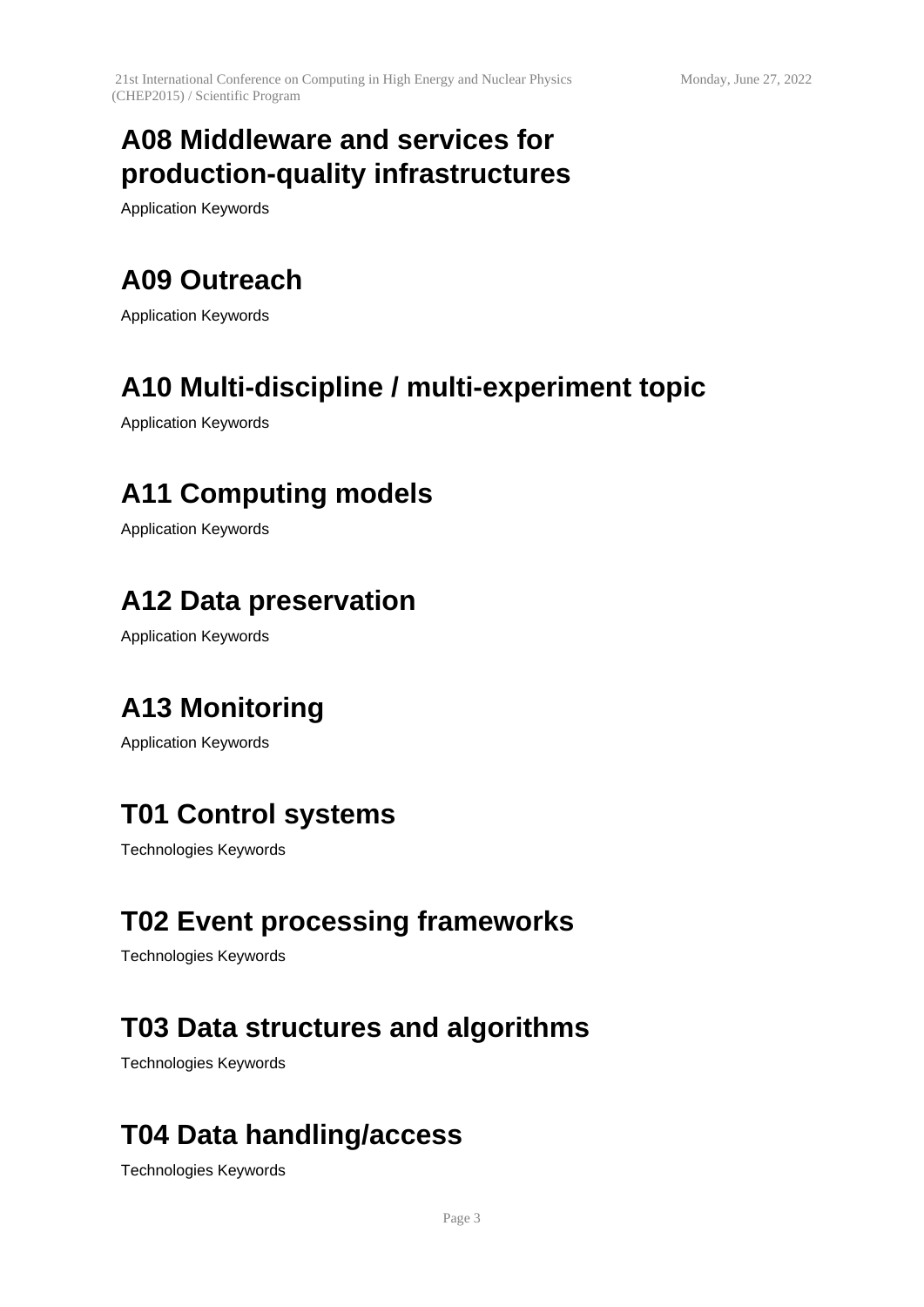## A08 Middleware and services for production-quality infrastructures

Application Keywords

## A09 Outreach

Application Keywords

## A10 Multi-discipline / multi-experiment topic

Application Keywords

## A11 Computing models

Application Keywords

## A12 Data preservation

Application Keywords

## A13 Monitoring

Application Keywords

## T01 Control systems

Technologies Keywords

## T02 Event processing frameworks

Technologies Keywords

## T03 Data structures and algorithms

Technologies Keywords

## T04 Data handling/access

Technologies Keywords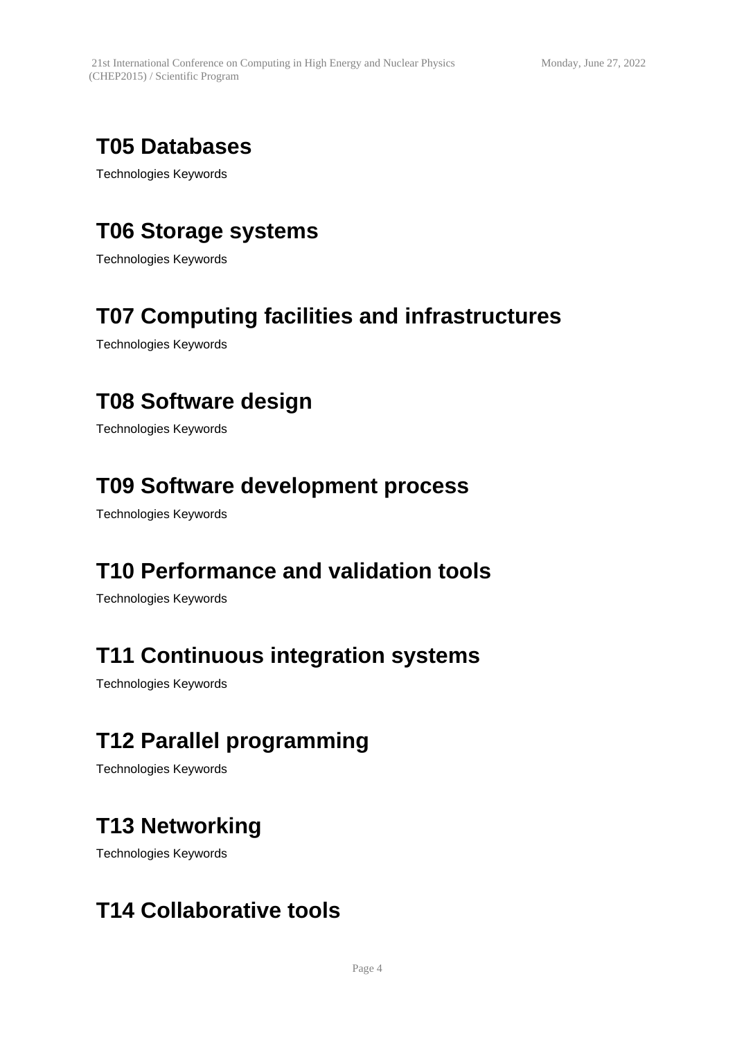# T05 Databases

Technologies Keywords

# T06 Storage systems

Technologies Keywords

# T07 Computing facilities and infrastructures

Technologies Keywords

# T08 Software design

Technologies Keywords

# T09 Software development process

Technologies Keywords

# T10 Performance and validation tools

Technologies Keywords

# T11 Continuous integration systems

Technologies Keywords

# T12 Parallel programming

Technologies Keywords

# T13 Networking

Technologies Keywords

# T14 Collaborative tools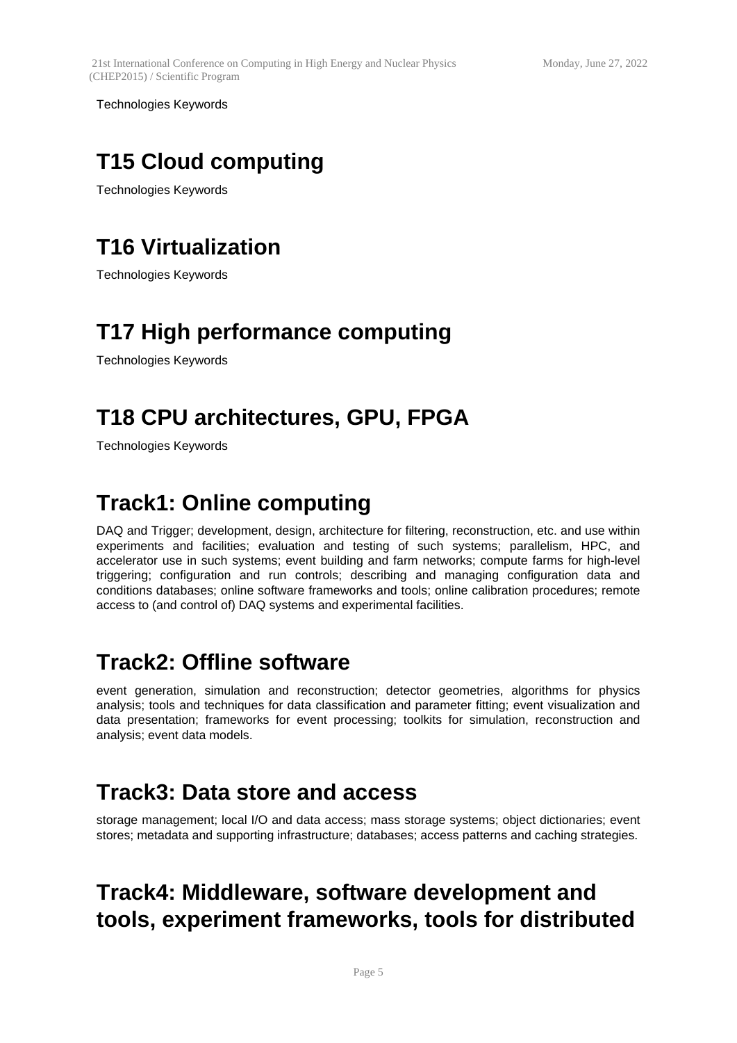Technologies Keywords

## T15 Cloud computing

Technologies Keywords

## T16 Virtualization

Technologies Keywords

## T17 High performance computing

Technologies Keywords

## T18 CPU architectures, GPU, FPGA

Technologies Keywords

## Track1: Online computing

DAQ and Trigger; development, design, architecture for filtering, reconstruction, etc. and use within experiments and facilities; evaluation and testing of such systems; parallelism, HPC, and accelerator use in such systems; event building and farm networks; compute farms for high-level triggering; configuration and run controls; describing and managing configuration data and conditions databases; online software frameworks and tools; online calibration procedures; remote access to (and control of) DAQ systems and experimental facilities.

## Track2: Offline software

event generation, simulation and reconstruction; detector geometries, algorithms for physics analysis; tools and techniques for data classification and parameter fitting; event visualization and data presentation; frameworks for event processing; toolkits for simulation, reconstruction and analysis; event data models.

## Track3: Data store and access

storage management; local I/O and data access; mass storage systems; object dictionaries; event stores; metadata and supporting infrastructure; databases; access patterns and caching strategies.

## Track4: Middleware, software development and tools, experiment frameworks, tools for distributed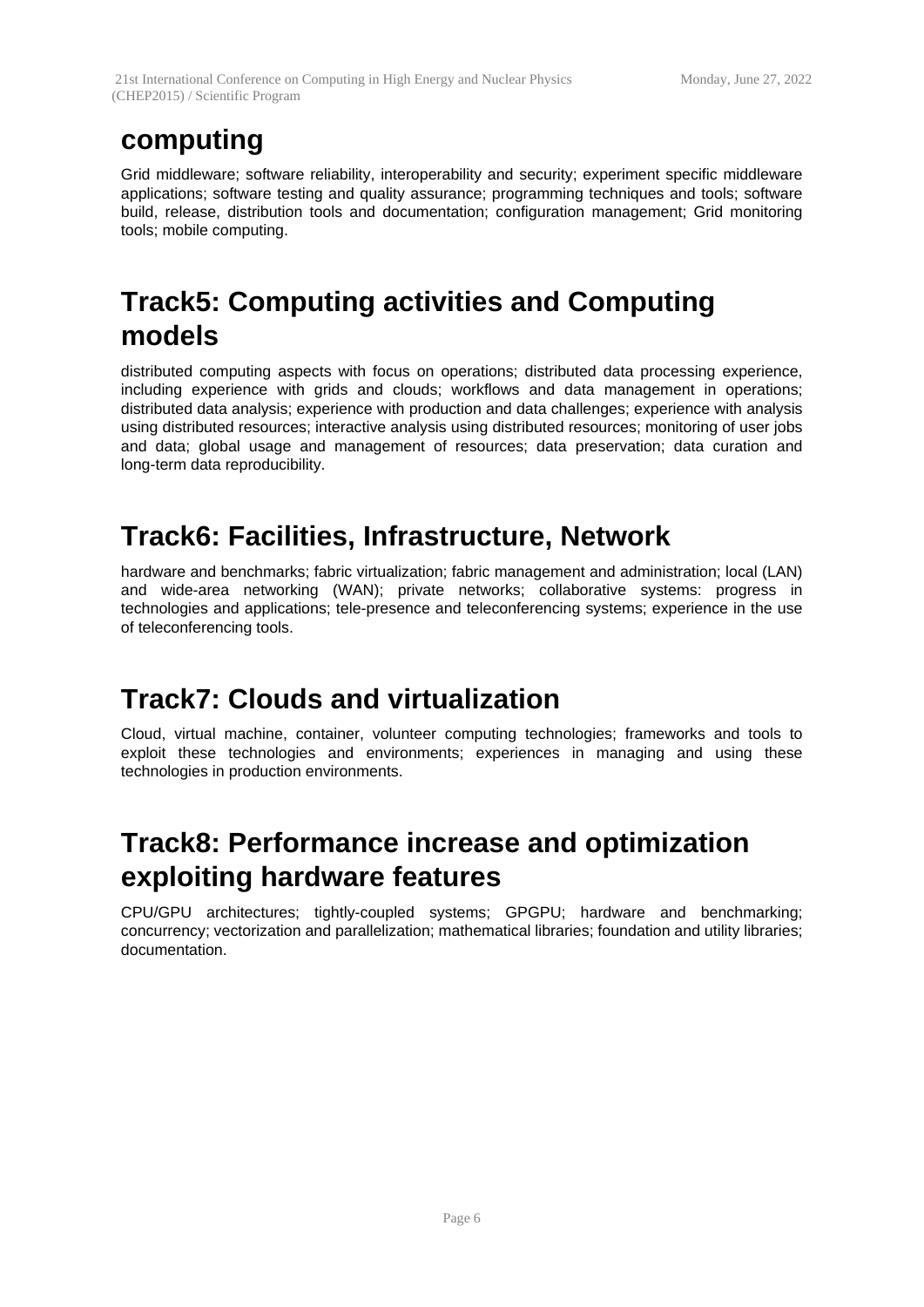## computing

Grid middleware; software reliability, interoperability and security; experiment specific middleware applications; software testing and quality assurance; programming techniques and tools; software build, release, distribution tools and documentation; configuration management; Grid monitoring tools; mobile computing.

## Track5: Computing activities and Computing models

distributed computing aspects with focus on operations; distributed data processing experience, including experience with grids and clouds; workflows and data management in operations; distributed data analysis; experience with production and data challenges; experience with analysis using distributed resources; interactive analysis using distributed resources; monitoring of user jobs and data; global usage and management of resources; data preservation; data curation and long-term data reproducibility.

## Track6: Facilities, Infrastructure, Network

hardware and benchmarks; fabric virtualization; fabric management and administration; local (LAN) and wide-area networking (WAN); private networks; collaborative systems: progress in technologies and applications; tele-presence and teleconferencing systems; experience in the use of teleconferencing tools.

## Track7: Clouds and virtualization

Cloud, virtual machine, container, volunteer computing technologies; frameworks and tools to exploit these technologies and environments; experiences in managing and using these technologies in production environments.

## Track8: Performance increase and optimization exploiting hardware features

CPU/GPU architectures; tightly-coupled systems; GPGPU; hardware and benchmarking; concurrency; vectorization and parallelization; mathematical libraries; foundation and utility libraries; documentation.